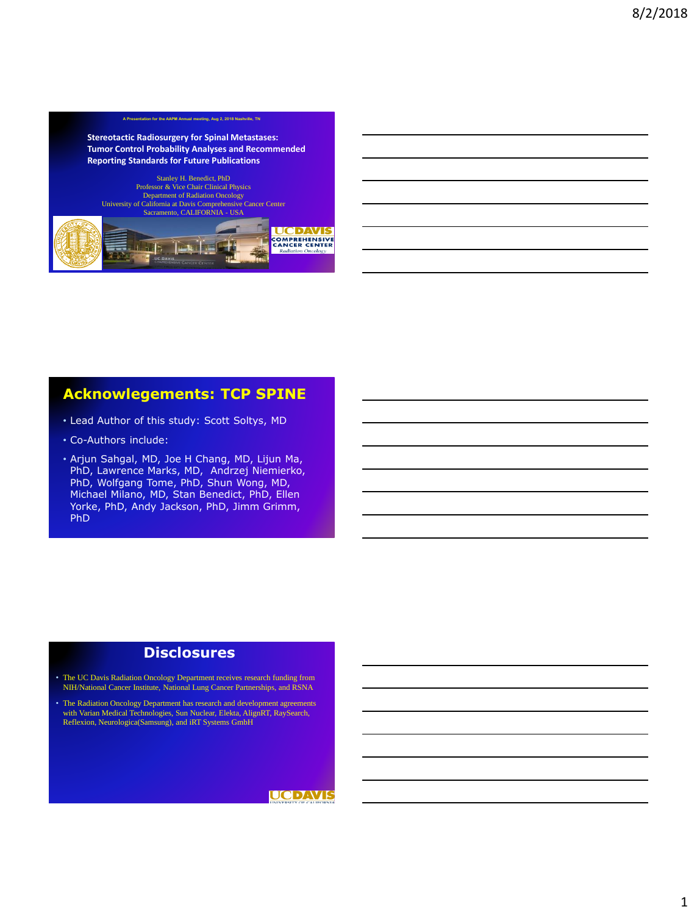A Presentation for the AAPM Annual meeting, Aug 2, 2018 Nashville, TN

# Stereotactic Radiosurgery for Spinal Metastases: Tumor Control Probability Analyses and Recommended Reporting Standards for Future Publications

Stanley H. Benedict, PhD
Professor & Vice Chair Clinical Physics
Department of Radiation Oncology
University of California at Davis Comprehensive Cancer Center
Sacramento, CALIFORNIA - USA

UC DAVIS COMPREHENSIVE CANCER CENTER *Radiation Oncology*

## Acknowlegements: TCP SPINE

- Lead Author of this study: Scott Soltys, MD
- Co-Authors include:
- Arjun Sahgal, MD, Joe H Chang, MD, Lijun Ma, PhD, Lawrence Marks, MD, Andrzej Niemierko, PhD, Wolfgang Tome, PhD, Shun Wong, MD, Michael Milano, MD, Stan Benedict, PhD, Ellen Yorke, PhD, Andy Jackson, PhD, Jimm Grimm, PhD

## Disclosures

- The UC Davis Radiation Oncology Department receives research funding from NIH/National Cancer Institute, National Lung Cancer Partnerships, and RSNA
- The Radiation Oncology Department has research and development agreements with Varian Medical Technologies, Sun Nuclear, Elekta, AlignRT, RaySearch, Reflexion, Neurologica(Samsung), and iRT Systems GmbH

UC DAVIS UNIVERSITY OF CALIFORNIA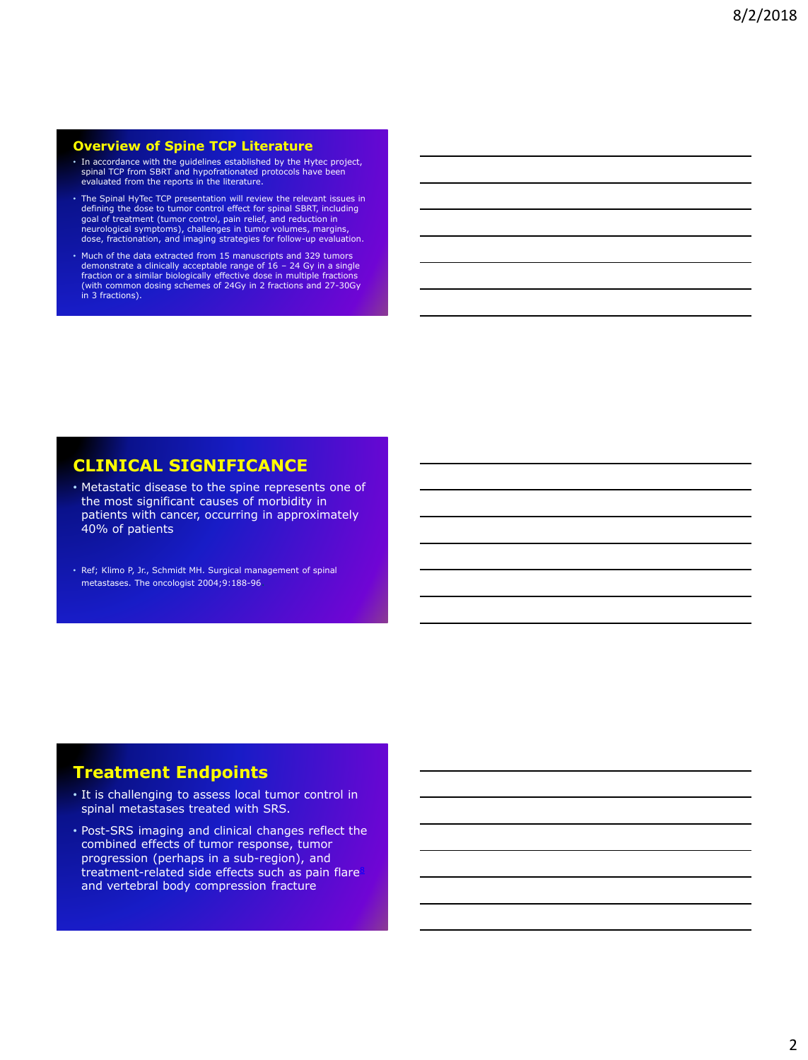## Overview of Spine TCP Literature

- In accordance with the guidelines established by the Hytec project, spinal TCP from SBRT and hypofrationated protocols have been evaluated from the reports in the literature.
- The Spinal HyTec TCP presentation will review the relevant issues in defining the dose to tumor control effect for spinal SBRT, including goal of treatment (tumor control, pain relief, and reduction in neurological symptoms), challenges in tumor volumes, margins, dose, fractionation, and imaging strategies for follow-up evaluation.
- Much of the data extracted from 15 manuscripts and 329 tumors demonstrate a clinically acceptable range of 16 – 24 Gy in a single fraction or a similar biologically effective dose in multiple fractions (with common dosing schemes of 24Gy in 2 fractions and 27-30Gy in 3 fractions).

## CLINICAL SIGNIFICANCE

- Metastatic disease to the spine represents one of the most significant causes of morbidity in patients with cancer, occurring in approximately 40% of patients
- Ref; Klimo P, Jr., Schmidt MH. Surgical management of spinal metastases. The oncologist 2004;9:188-96

## Treatment Endpoints

- It is challenging to assess local tumor control in spinal metastases treated with SRS.
- Post-SRS imaging and clinical changes reflect the combined effects of tumor response, tumor progression (perhaps in a sub-region), and treatment-related side effects such as pain flare and vertebral body compression fracture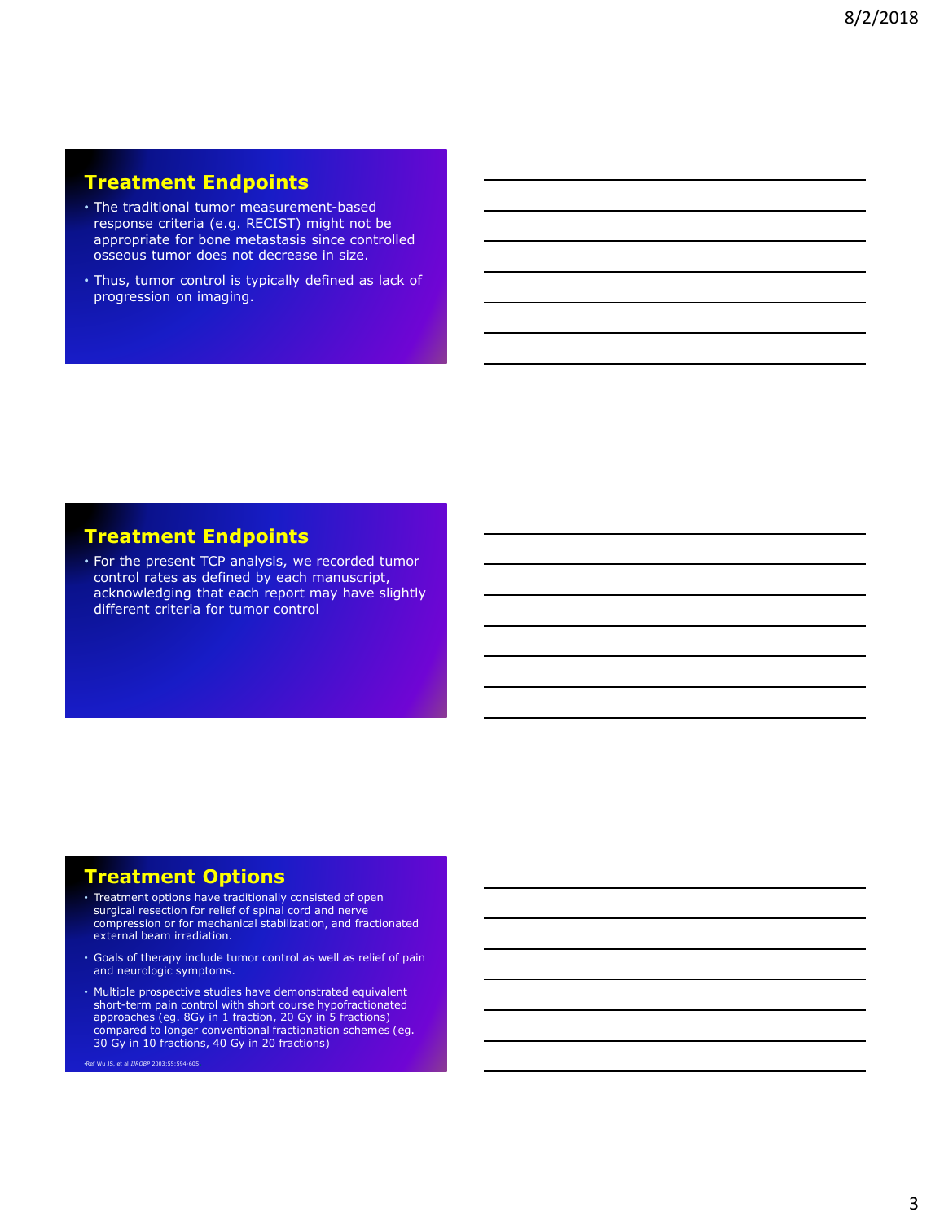## Treatment Endpoints

- The traditional tumor measurement-based response criteria (e.g. RECIST) might not be appropriate for bone metastasis since controlled osseous tumor does not decrease in size.
- Thus, tumor control is typically defined as lack of progression on imaging.

## Treatment Endpoints

- For the present TCP analysis, we recorded tumor control rates as defined by each manuscript, acknowledging that each report may have slightly different criteria for tumor control

## Treatment Options

- Treatment options have traditionally consisted of open surgical resection for relief of spinal cord and nerve compression or for mechanical stabilization, and fractionated external beam irradiation.
- Goals of therapy include tumor control as well as relief of pain and neurologic symptoms.
- Multiple prospective studies have demonstrated equivalent short-term pain control with short course hypofractionated approaches (eg. 8Gy in 1 fraction, 20 Gy in 5 fractions) compared to longer conventional fractionation schemes (eg. 30 Gy in 10 fractions, 40 Gy in 20 fractions)

•Ref Wu JS, et al *IJROBP* 2003;55:594-605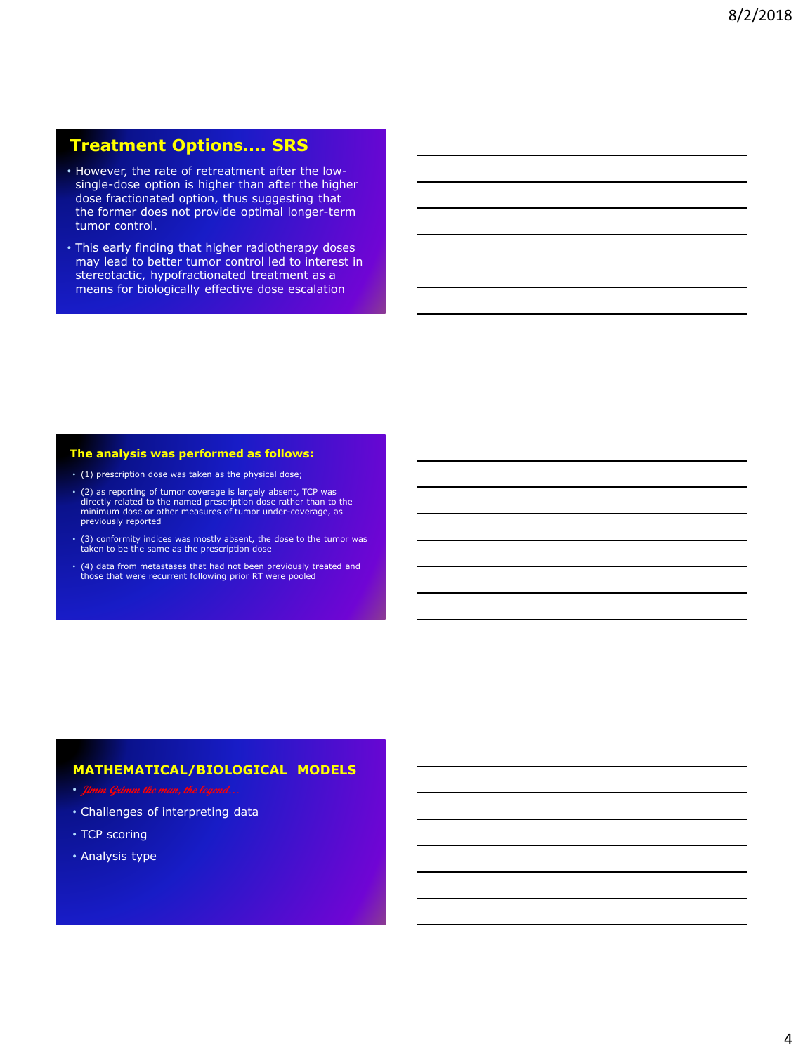## Treatment Options…. SRS

- However, the rate of retreatment after the low-single-dose option is higher than after the higher dose fractionated option, thus suggesting that the former does not provide optimal longer-term tumor control.
- This early finding that higher radiotherapy doses may lead to better tumor control led to interest in stereotactic, hypofractionated treatment as a means for biologically effective dose escalation

## The analysis was performed as follows:

- (1) prescription dose was taken as the physical dose;
- (2) as reporting of tumor coverage is largely absent, TCP was directly related to the named prescription dose rather than to the minimum dose or other measures of tumor under-coverage, as previously reported
- (3) conformity indices was mostly absent, the dose to the tumor was taken to be the same as the prescription dose
- (4) data from metastases that had not been previously treated and those that were recurrent following prior RT were pooled

## MATHEMATICAL/BIOLOGICAL MODELS

- *Jimm Grimm the man, the legend…*
- Challenges of interpreting data
- TCP scoring
- Analysis type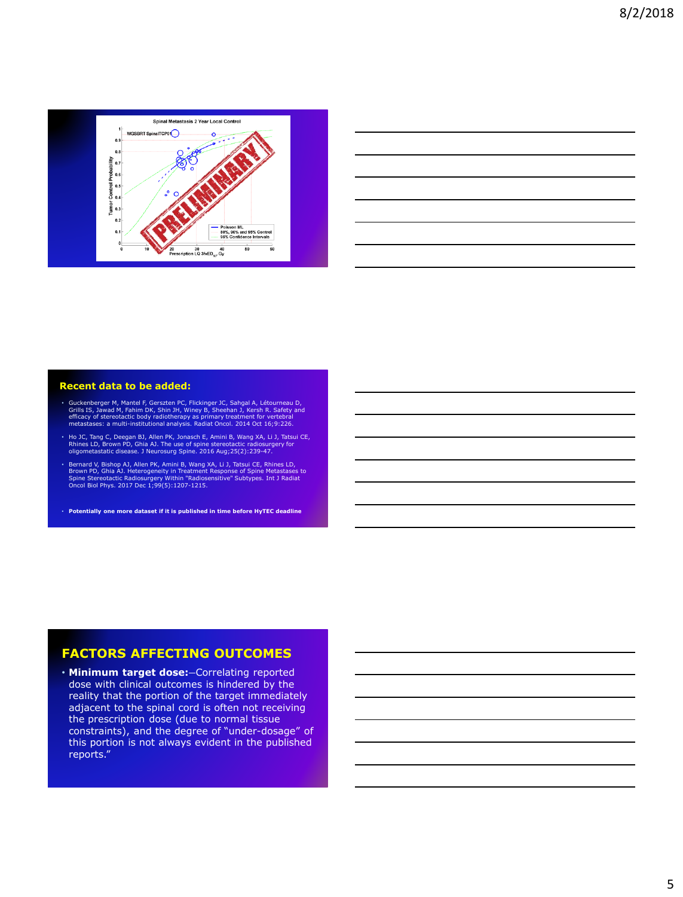Spinal Metastasis 2 Year Local Control

WGSBRT SpinalTCP01

Tumor Control Probability

Prescription LQ 3fxED$_{\alpha/\beta}$ Gy

Poisson ML

80%, 90% and 95% Control

95% Confidence Intervals

PRELIMINARY

## Recent data to be added:

- Guckenberger M, Mantel F, Gerszten PC, Flickinger JC, Sahgal A, Létourneau D, Grills IS, Jawad M, Fahim DK, Shin JH, Winey B, Sheehan J, Kersh R. Safety and efficacy of stereotactic body radiotherapy as primary treatment for vertebral metastases: a multi-institutional analysis. Radiat Oncol. 2014 Oct 16;9:226.
- Ho JC, Tang C, Deegan BJ, Allen PK, Jonasch E, Amini B, Wang XA, Li J, Tatsui CE, Rhines LD, Brown PD, Ghia AJ. The use of spine stereotactic radiosurgery for oligometastatic disease. J Neurosurg Spine. 2016 Aug;25(2):239-47.
- Bernard V, Bishop AJ, Allen PK, Amini B, Wang XA, Li J, Tatsui CE, Rhines LD, Brown PD, Ghia AJ. Heterogeneity in Treatment Response of Spine Metastases to Spine Stereotactic Radiosurgery Within "Radiosensitive" Subtypes. Int J Radiat Oncol Biol Phys. 2017 Dec 1;99(5):1207-1215.
- **Potentially one more dataset if it is published in time before HyTEC deadline**

## FACTORS AFFECTING OUTCOMES

- **Minimum target dose:**—Correlating reported dose with clinical outcomes is hindered by the reality that the portion of the target immediately adjacent to the spinal cord is often not receiving the prescription dose (due to normal tissue constraints), and the degree of "under-dosage" of this portion is not always evident in the published reports."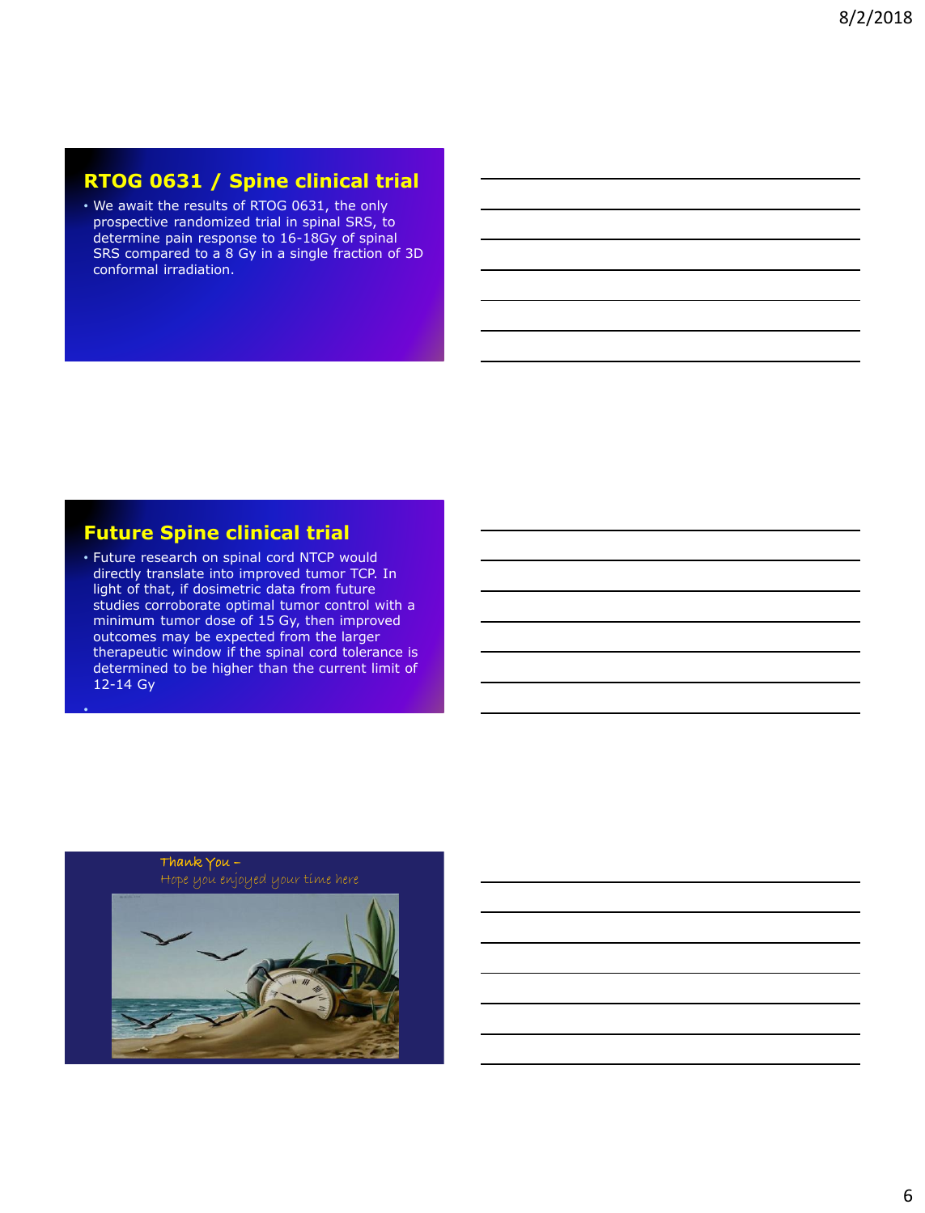## RTOG 0631 / Spine clinical trial

- We await the results of RTOG 0631, the only prospective randomized trial in spinal SRS, to determine pain response to 16-18Gy of spinal SRS compared to a 8 Gy in a single fraction of 3D conformal irradiation.

## Future Spine clinical trial

- Future research on spinal cord NTCP would directly translate into improved tumor TCP. In light of that, if dosimetric data from future studies corroborate optimal tumor control with a minimum tumor dose of 15 Gy, then improved outcomes may be expected from the larger therapeutic window if the spinal cord tolerance is determined to be higher than the current limit of 12-14 Gy

Thank You –

Hope you enjoyed your time here